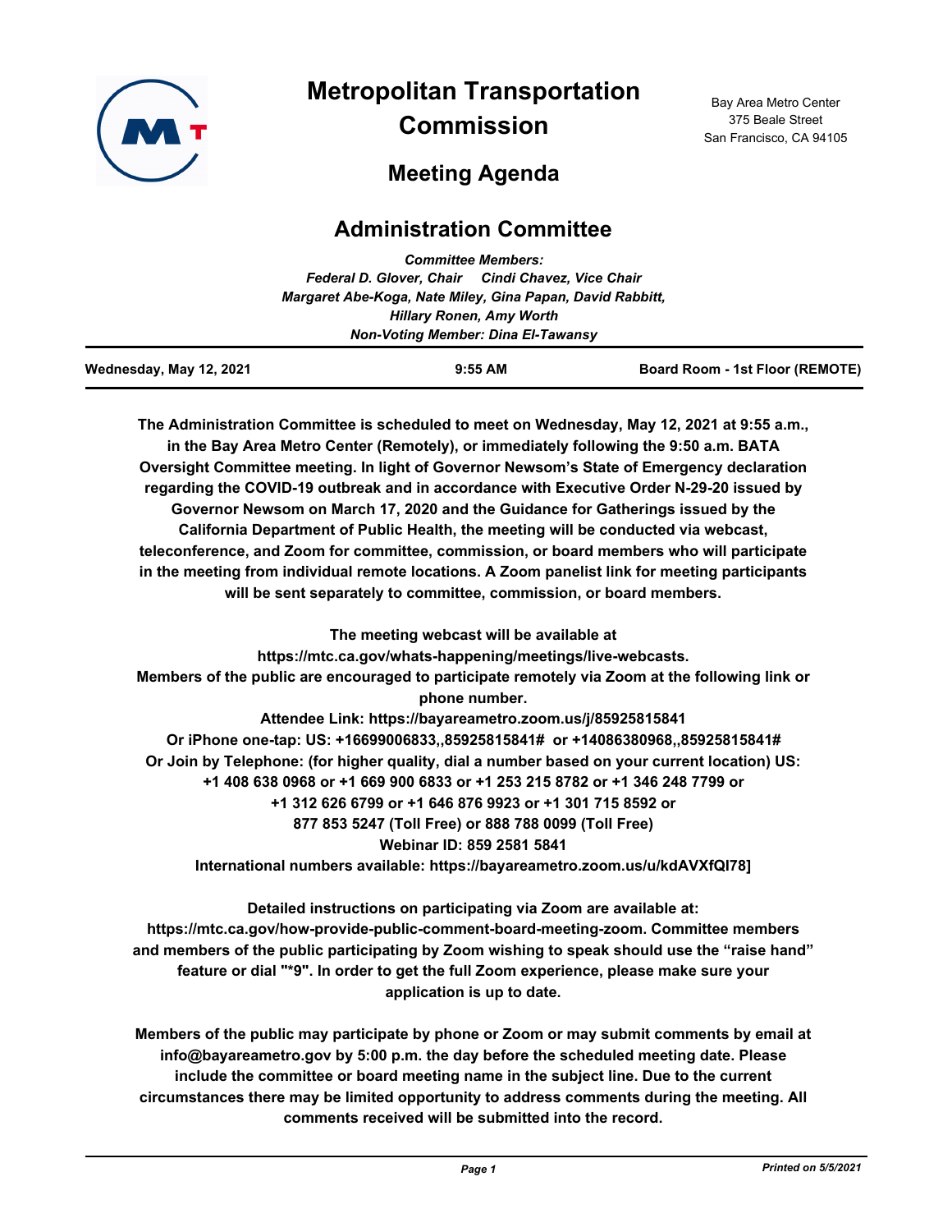# Metropolitan Transportation Commission

Bay Area Metro Center
375 Beale Street
San Francisco, CA 94105

## Meeting Agenda

## Administration Committee

*Committee Members:*
*Federal D. Glover, Chair     Cindi Chavez, Vice Chair*
*Margaret Abe-Koga, Nate Miley, Gina Papan, David Rabbitt,*
*Hillary Ronen, Amy Worth*
*Non-Voting Member: Dina El-Tawansy*

**Wednesday, May 12, 2021** | **9:55 AM** | **Board Room - 1st Floor (REMOTE)**

**The Administration Committee is scheduled to meet on Wednesday, May 12, 2021 at 9:55 a.m., in the Bay Area Metro Center (Remotely), or immediately following the 9:50 a.m. BATA Oversight Committee meeting. In light of Governor Newsom's State of Emergency declaration regarding the COVID-19 outbreak and in accordance with Executive Order N-29-20 issued by Governor Newsom on March 17, 2020 and the Guidance for Gatherings issued by the California Department of Public Health, the meeting will be conducted via webcast, teleconference, and Zoom for committee, commission, or board members who will participate in the meeting from individual remote locations. A Zoom panelist link for meeting participants will be sent separately to committee, commission, or board members.**

**The meeting webcast will be available at https://mtc.ca.gov/whats-happening/meetings/live-webcasts.**
**Members of the public are encouraged to participate remotely via Zoom at the following link or phone number.**
**Attendee Link: https://bayareametro.zoom.us/j/85925815841**
**Or iPhone one-tap: US: +16699006833,,85925815841# or +14086380968,,85925815841#**
**Or Join by Telephone: (for higher quality, dial a number based on your current location) US: +1 408 638 0968 or +1 669 900 6833 or +1 253 215 8782 or +1 346 248 7799 or +1 312 626 6799 or +1 646 876 9923 or +1 301 715 8592 or 877 853 5247 (Toll Free) or 888 788 0099 (Toll Free)**
**Webinar ID: 859 2581 5841**
**International numbers available: https://bayareametro.zoom.us/u/kdAVXfQl78]**

**Detailed instructions on participating via Zoom are available at: https://mtc.ca.gov/how-provide-public-comment-board-meeting-zoom. Committee members and members of the public participating by Zoom wishing to speak should use the "raise hand" feature or dial "*9". In order to get the full Zoom experience, please make sure your application is up to date.**

**Members of the public may participate by phone or Zoom or may submit comments by email at info@bayareametro.gov by 5:00 p.m. the day before the scheduled meeting date. Please include the committee or board meeting name in the subject line. Due to the current circumstances there may be limited opportunity to address comments during the meeting. All comments received will be submitted into the record.**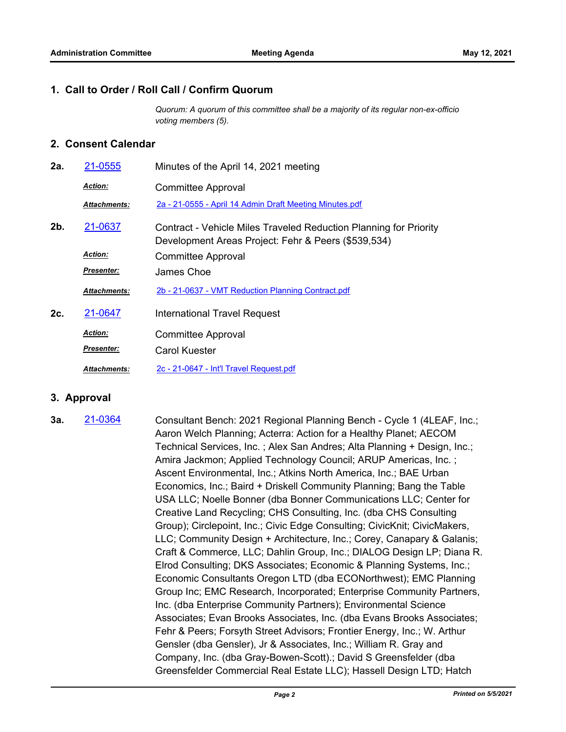## 1. Call to Order / Roll Call / Confirm Quorum

*Quorum: A quorum of this committee shall be a majority of its regular non-ex-officio voting members (5).*

## 2. Consent Calendar

**2a.** [21-0555](21-0555) Minutes of the April 14, 2021 meeting

***Action:*** Committee Approval

***Attachments:*** [2a - 21-0555 - April 14 Admin Draft Meeting Minutes.pdf](2a - 21-0555 - April 14 Admin Draft Meeting Minutes.pdf)

**2b.** [21-0637](21-0637) Contract - Vehicle Miles Traveled Reduction Planning for Priority Development Areas Project: Fehr & Peers ($539,534)

***Action:*** Committee Approval

***Presenter:*** James Choe

***Attachments:*** [2b - 21-0637 - VMT Reduction Planning Contract.pdf](2b - 21-0637 - VMT Reduction Planning Contract.pdf)

**2c.** [21-0647](21-0647) International Travel Request

***Action:*** Committee Approval

***Presenter:*** Carol Kuester

***Attachments:*** [2c - 21-0647 - Int'l Travel Request.pdf](2c - 21-0647 - Int'l Travel Request.pdf)

## 3. Approval

**3a.** [21-0364](21-0364) Consultant Bench: 2021 Regional Planning Bench - Cycle 1 (4LEAF, Inc.; Aaron Welch Planning; Acterra: Action for a Healthy Planet; AECOM Technical Services, Inc. ; Alex San Andres; Alta Planning + Design, Inc.; Amira Jackmon; Applied Technology Council; ARUP Americas, Inc. ; Ascent Environmental, Inc.; Atkins North America, Inc.; BAE Urban Economics, Inc.; Baird + Driskell Community Planning; Bang the Table USA LLC; Noelle Bonner (dba Bonner Communications LLC; Center for Creative Land Recycling; CHS Consulting, Inc. (dba CHS Consulting Group); Circlepoint, Inc.; Civic Edge Consulting; CivicKnit; CivicMakers, LLC; Community Design + Architecture, Inc.; Corey, Canapary & Galanis; Craft & Commerce, LLC; Dahlin Group, Inc.; DIALOG Design LP; Diana R. Elrod Consulting; DKS Associates; Economic & Planning Systems, Inc.; Economic Consultants Oregon LTD (dba ECONorthwest); EMC Planning Group Inc; EMC Research, Incorporated; Enterprise Community Partners, Inc. (dba Enterprise Community Partners); Environmental Science Associates; Evan Brooks Associates, Inc. (dba Evans Brooks Associates; Fehr & Peers; Forsyth Street Advisors; Frontier Energy, Inc.; W. Arthur Gensler (dba Gensler), Jr & Associates, Inc.; William R. Gray and Company, Inc. (dba Gray-Bowen-Scott).; David S Greensfelder (dba Greensfelder Commercial Real Estate LLC); Hassell Design LTD; Hatch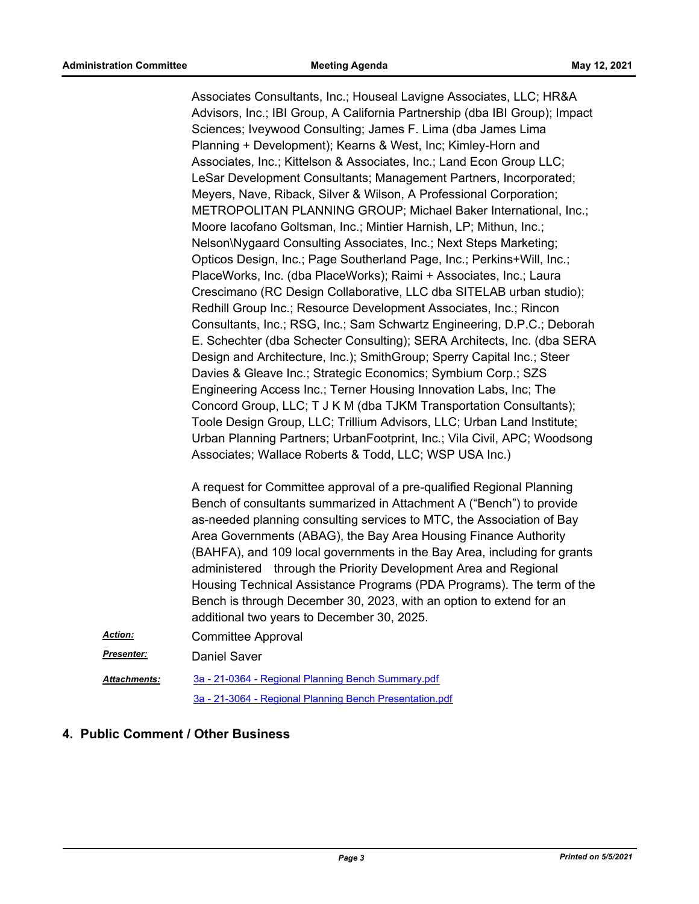Associates Consultants, Inc.; Houseal Lavigne Associates, LLC; HR&A Advisors, Inc.; IBI Group, A California Partnership (dba IBI Group); Impact Sciences; Iveywood Consulting; James F. Lima (dba James Lima Planning + Development); Kearns & West, Inc; Kimley-Horn and Associates, Inc.; Kittelson & Associates, Inc.; Land Econ Group LLC; LeSar Development Consultants; Management Partners, Incorporated; Meyers, Nave, Riback, Silver & Wilson, A Professional Corporation; METROPOLITAN PLANNING GROUP; Michael Baker International, Inc.; Moore Iacofano Goltsman, Inc.; Mintier Harnish, LP; Mithun, Inc.; Nelson\Nygaard Consulting Associates, Inc.; Next Steps Marketing; Opticos Design, Inc.; Page Southerland Page, Inc.; Perkins+Will, Inc.; PlaceWorks, Inc. (dba PlaceWorks); Raimi + Associates, Inc.; Laura Crescimano (RC Design Collaborative, LLC dba SITELAB urban studio); Redhill Group Inc.; Resource Development Associates, Inc.; Rincon Consultants, Inc.; RSG, Inc.; Sam Schwartz Engineering, D.P.C.; Deborah E. Schechter (dba Schecter Consulting); SERA Architects, Inc. (dba SERA Design and Architecture, Inc.); SmithGroup; Sperry Capital Inc.; Steer Davies & Gleave Inc.; Strategic Economics; Symbium Corp.; SZS Engineering Access Inc.; Terner Housing Innovation Labs, Inc; The Concord Group, LLC; T J K M (dba TJKM Transportation Consultants); Toole Design Group, LLC; Trillium Advisors, LLC; Urban Land Institute; Urban Planning Partners; UrbanFootprint, Inc.; Vila Civil, APC; Woodsong Associates; Wallace Roberts & Todd, LLC; WSP USA Inc.)

A request for Committee approval of a pre-qualified Regional Planning Bench of consultants summarized in Attachment A ("Bench") to provide as-needed planning consulting services to MTC, the Association of Bay Area Governments (ABAG), the Bay Area Housing Finance Authority (BAHFA), and 109 local governments in the Bay Area, including for grants administered through the Priority Development Area and Regional Housing Technical Assistance Programs (PDA Programs). The term of the Bench is through December 30, 2023, with an option to extend for an additional two years to December 30, 2025.

***Action:*** Committee Approval

***Presenter:*** Daniel Saver

***Attachments:*** 3a - 21-0364 - Regional Planning Bench Summary.pdf
3a - 21-3064 - Regional Planning Bench Presentation.pdf

## 4. Public Comment / Other Business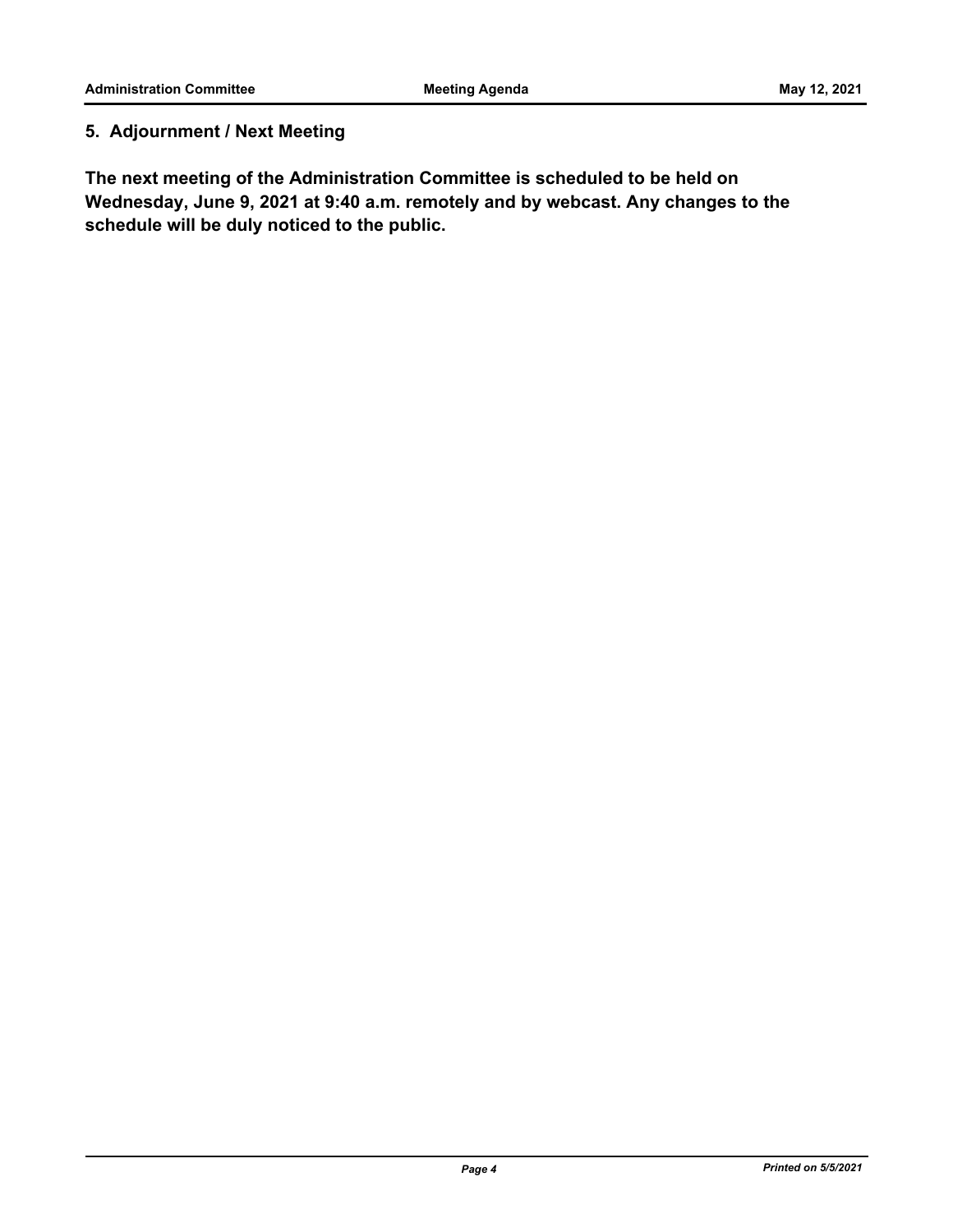## 5. Adjournment / Next Meeting

**The next meeting of the Administration Committee is scheduled to be held on Wednesday, June 9, 2021 at 9:40 a.m. remotely and by webcast. Any changes to the schedule will be duly noticed to the public.**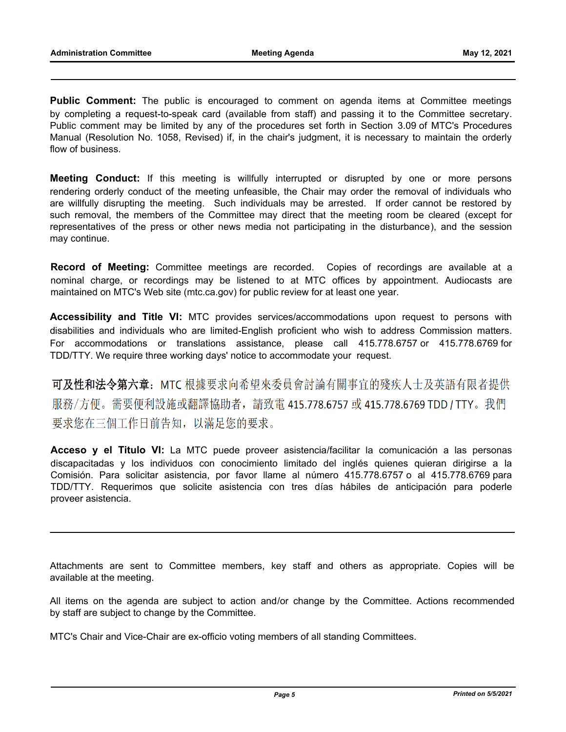**Public Comment:** The public is encouraged to comment on agenda items at Committee meetings by completing a request-to-speak card (available from staff) and passing it to the Committee secretary. Public comment may be limited by any of the procedures set forth in Section 3.09 of MTC's Procedures Manual (Resolution No. 1058, Revised) if, in the chair's judgment, it is necessary to maintain the orderly flow of business.

**Meeting Conduct:** If this meeting is willfully interrupted or disrupted by one or more persons rendering orderly conduct of the meeting unfeasible, the Chair may order the removal of individuals who are willfully disrupting the meeting. Such individuals may be arrested. If order cannot be restored by such removal, the members of the Committee may direct that the meeting room be cleared (except for representatives of the press or other news media not participating in the disturbance), and the session may continue.

**Record of Meeting:** Committee meetings are recorded. Copies of recordings are available at a nominal charge, or recordings may be listened to at MTC offices by appointment. Audiocasts are maintained on MTC's Web site (mtc.ca.gov) for public review for at least one year.

**Accessibility and Title VI:** MTC provides services/accommodations upon request to persons with disabilities and individuals who are limited-English proficient who wish to address Commission matters. For accommodations or translations assistance, please call 415.778.6757 or 415.778.6769 for TDD/TTY. We require three working days' notice to accommodate your request.

**可及性和法令第六章**：MTC 根據要求向希望來委員會討論有關事宜的殘疾人士及英語有限者提供服務/方便。需要便利設施或翻譯協助者，請致電 415.778.6757 或 415.778.6769 TDD / TTY。我們要求您在三個工作日前告知，以滿足您的要求。

**Acceso y el Titulo VI:** La MTC puede proveer asistencia/facilitar la comunicación a las personas discapacitadas y los individuos con conocimiento limitado del inglés quienes quieran dirigirse a la Comisión. Para solicitar asistencia, por favor llame al número 415.778.6757 o al 415.778.6769 para TDD/TTY. Requerimos que solicite asistencia con tres días hábiles de anticipación para poderle proveer asistencia.

---

Attachments are sent to Committee members, key staff and others as appropriate. Copies will be available at the meeting.

All items on the agenda are subject to action and/or change by the Committee. Actions recommended by staff are subject to change by the Committee.

MTC's Chair and Vice-Chair are ex-officio voting members of all standing Committees.